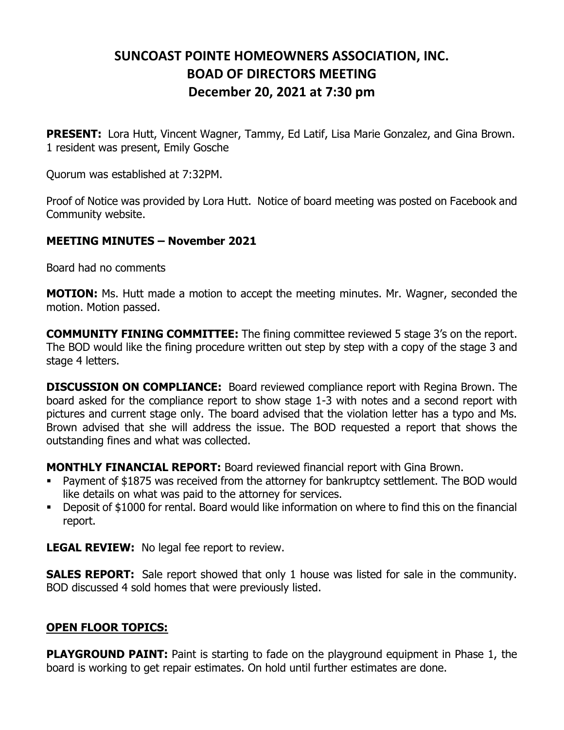# SUNCOAST POINTE HOMEOWNERS ASSOCIATION, INC.
# BOAD OF DIRECTORS MEETING
# December 20, 2021 at 7:30 pm

**PRESENT:** Lora Hutt, Vincent Wagner, Tammy, Ed Latif, Lisa Marie Gonzalez, and Gina Brown. 1 resident was present, Emily Gosche

Quorum was established at 7:32PM.

Proof of Notice was provided by Lora Hutt. Notice of board meeting was posted on Facebook and Community website.

### MEETING MINUTES – November 2021

Board had no comments

**MOTION:** Ms. Hutt made a motion to accept the meeting minutes. Mr. Wagner, seconded the motion. Motion passed.

**COMMUNITY FINING COMMITTEE:** The fining committee reviewed 5 stage 3's on the report. The BOD would like the fining procedure written out step by step with a copy of the stage 3 and stage 4 letters.

**DISCUSSION ON COMPLIANCE:** Board reviewed compliance report with Regina Brown. The board asked for the compliance report to show stage 1-3 with notes and a second report with pictures and current stage only. The board advised that the violation letter has a typo and Ms. Brown advised that she will address the issue. The BOD requested a report that shows the outstanding fines and what was collected.

**MONTHLY FINANCIAL REPORT:** Board reviewed financial report with Gina Brown.

- Payment of $1875 was received from the attorney for bankruptcy settlement. The BOD would like details on what was paid to the attorney for services.
- Deposit of $1000 for rental. Board would like information on where to find this on the financial report.

**LEGAL REVIEW:** No legal fee report to review.

**SALES REPORT:** Sale report showed that only 1 house was listed for sale in the community. BOD discussed 4 sold homes that were previously listed.

### OPEN FLOOR TOPICS:

**PLAYGROUND PAINT:** Paint is starting to fade on the playground equipment in Phase 1, the board is working to get repair estimates. On hold until further estimates are done.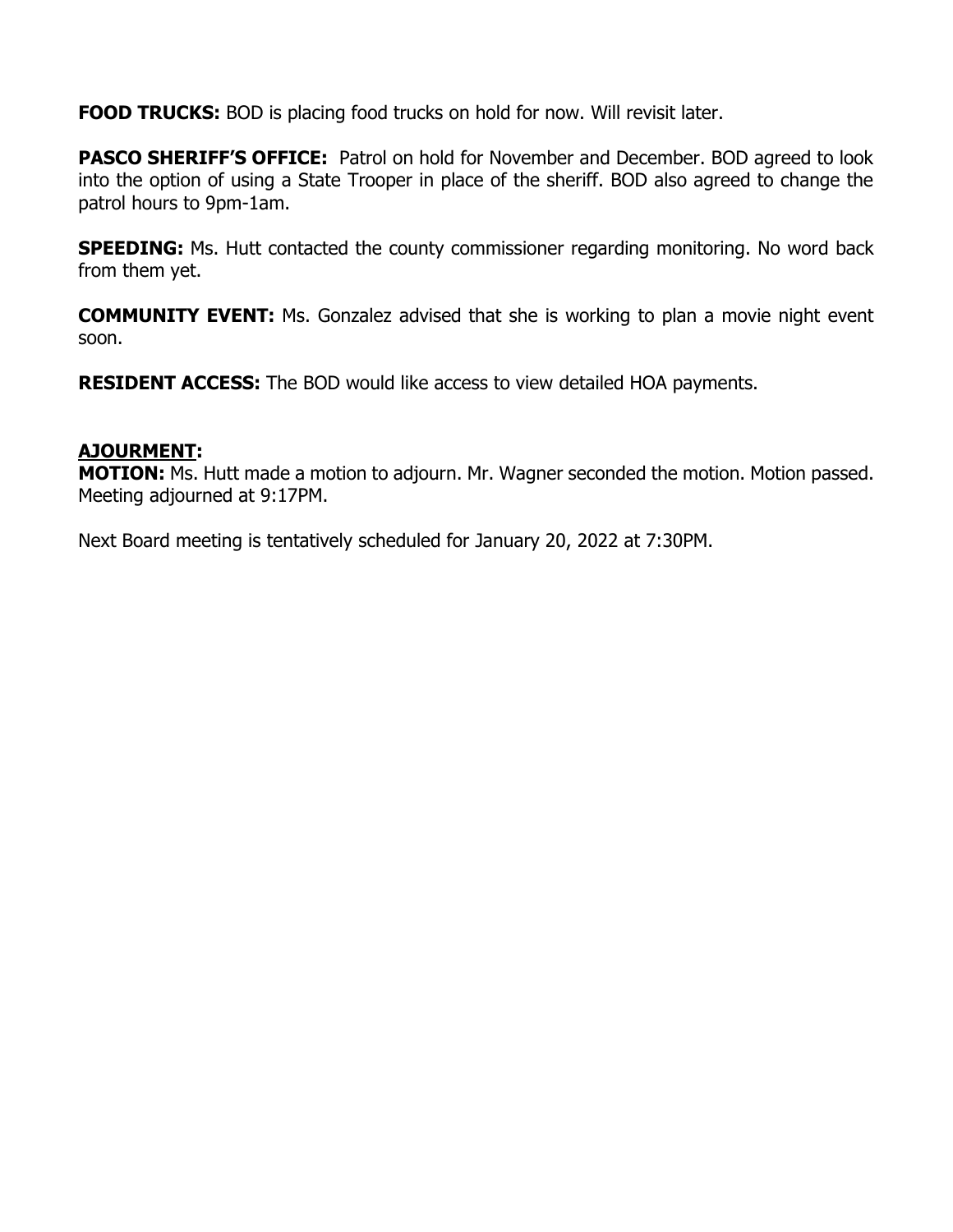**FOOD TRUCKS:** BOD is placing food trucks on hold for now. Will revisit later.

**PASCO SHERIFF'S OFFICE:** Patrol on hold for November and December. BOD agreed to look into the option of using a State Trooper in place of the sheriff. BOD also agreed to change the patrol hours to 9pm-1am.

**SPEEDING:** Ms. Hutt contacted the county commissioner regarding monitoring. No word back from them yet.

**COMMUNITY EVENT:** Ms. Gonzalez advised that she is working to plan a movie night event soon.

**RESIDENT ACCESS:** The BOD would like access to view detailed HOA payments.

## AJOURMENT:

**MOTION:** Ms. Hutt made a motion to adjourn. Mr. Wagner seconded the motion. Motion passed. Meeting adjourned at 9:17PM.

Next Board meeting is tentatively scheduled for January 20, 2022 at 7:30PM.